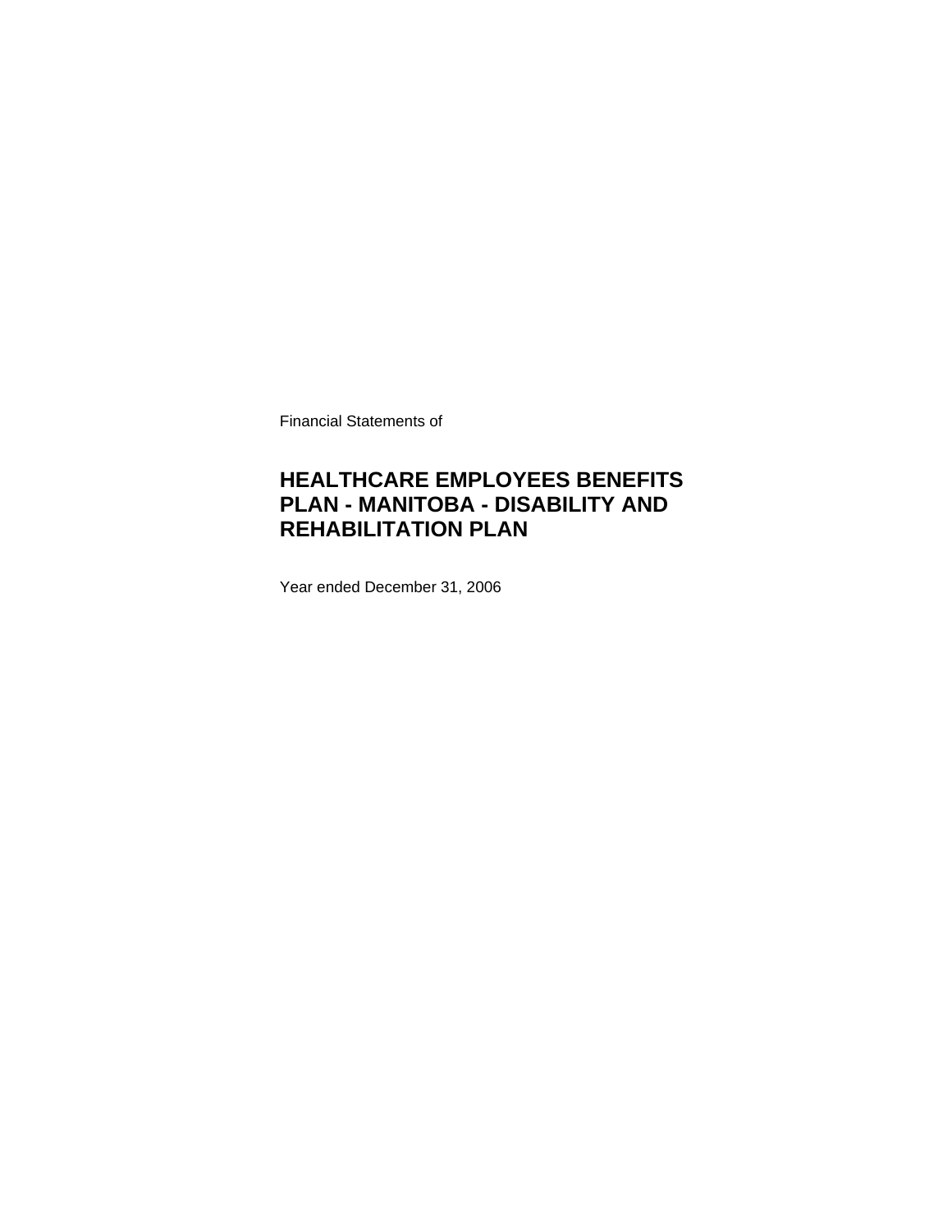Financial Statements of

# HEALTHCARE EMPLOYEES BENEFITS PLAN - MANITOBA - DISABILITY AND REHABILITATION PLAN

Year ended December 31, 2006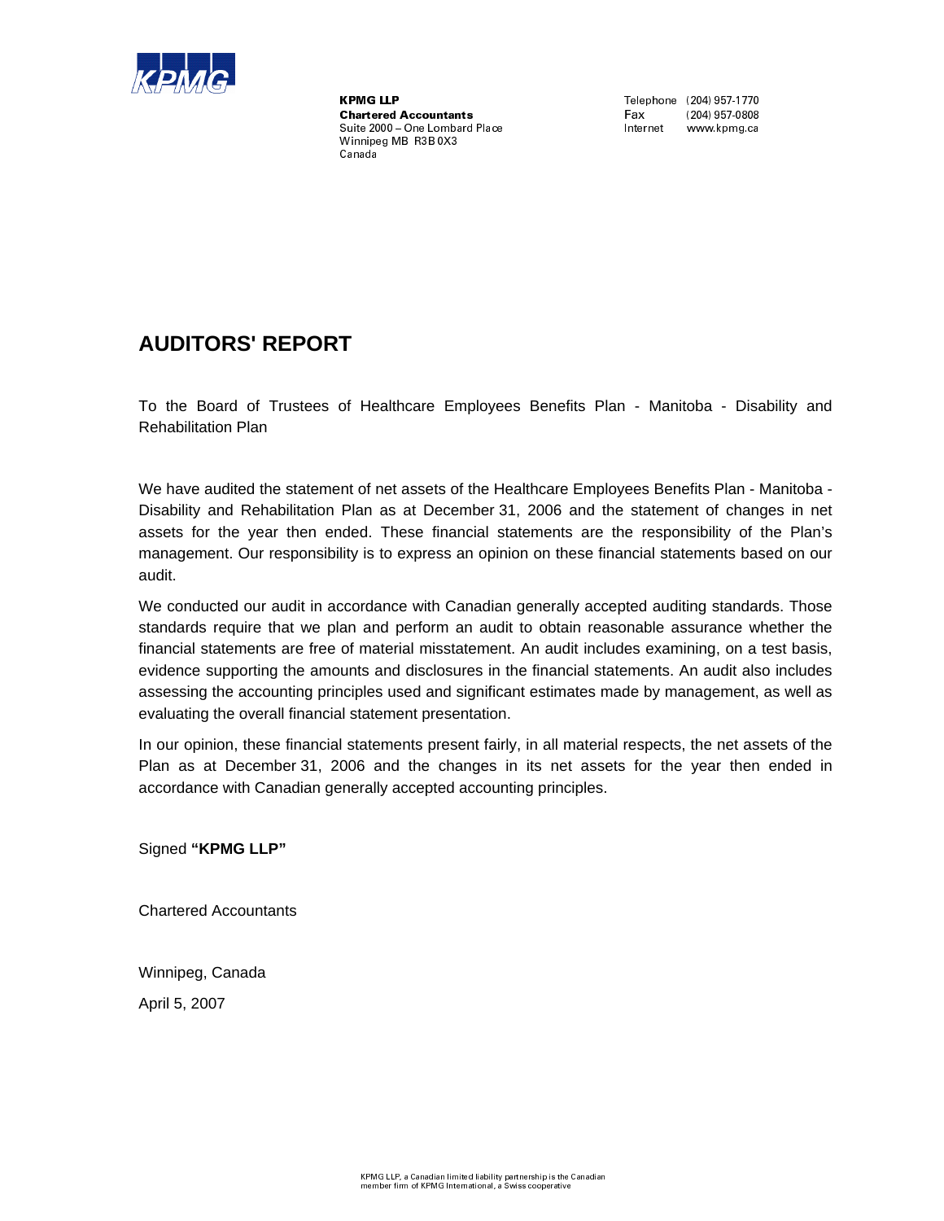**KPMG LLP**
**Chartered Accountants**
Suite 2000 – One Lombard Place
Winnipeg MB R3B 0X3
Canada

Telephone (204) 957-1770
Fax (204) 957-0808
Internet www.kpmg.ca

# AUDITORS' REPORT

To the Board of Trustees of Healthcare Employees Benefits Plan - Manitoba - Disability and Rehabilitation Plan

We have audited the statement of net assets of the Healthcare Employees Benefits Plan - Manitoba - Disability and Rehabilitation Plan as at December 31, 2006 and the statement of changes in net assets for the year then ended. These financial statements are the responsibility of the Plan's management. Our responsibility is to express an opinion on these financial statements based on our audit.

We conducted our audit in accordance with Canadian generally accepted auditing standards. Those standards require that we plan and perform an audit to obtain reasonable assurance whether the financial statements are free of material misstatement. An audit includes examining, on a test basis, evidence supporting the amounts and disclosures in the financial statements. An audit also includes assessing the accounting principles used and significant estimates made by management, as well as evaluating the overall financial statement presentation.

In our opinion, these financial statements present fairly, in all material respects, the net assets of the Plan as at December 31, 2006 and the changes in its net assets for the year then ended in accordance with Canadian generally accepted accounting principles.

Signed **"KPMG LLP"**

Chartered Accountants

Winnipeg, Canada

April 5, 2007

KPMG LLP, a Canadian limited liability partnership is the Canadian member firm of KPMG International, a Swiss cooperative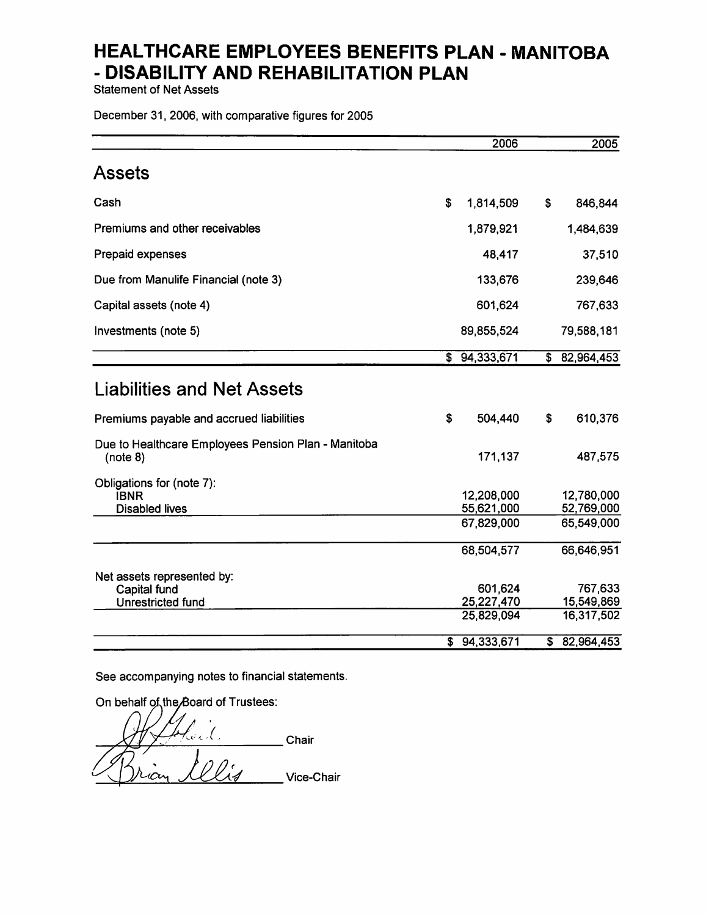# HEALTHCARE EMPLOYEES BENEFITS PLAN - MANITOBA - DISABILITY AND REHABILITATION PLAN

Statement of Net Assets

December 31, 2006, with comparative figures for 2005

| | 2006 | 2005 |
|---|---|---|
| **Assets** | | |
| Cash | $ 1,814,509 | $ 846,844 |
| Premiums and other receivables | 1,879,921 | 1,484,639 |
| Prepaid expenses | 48,417 | 37,510 |
| Due from Manulife Financial (note 3) | 133,676 | 239,646 |
| Capital assets (note 4) | 601,624 | 767,633 |
| Investments (note 5) | 89,855,524 | 79,588,181 |
| | $ 94,333,671 | $ 82,964,453 |
| **Liabilities and Net Assets** | | |
| Premiums payable and accrued liabilities | $ 504,440 | $ 610,376 |
| Due to Healthcare Employees Pension Plan - Manitoba (note 8) | 171,137 | 487,575 |
| Obligations for (note 7): | | |
| IBNR | 12,208,000 | 12,780,000 |
| Disabled lives | 55,621,000 | 52,769,000 |
| | 67,829,000 | 65,549,000 |
| | 68,504,577 | 66,646,951 |
| Net assets represented by: | | |
| Capital fund | 601,624 | 767,633 |
| Unrestricted fund | 25,227,470 | 15,549,869 |
| | 25,829,094 | 16,317,502 |
| | $ 94,333,671 | $ 82,964,453 |

See accompanying notes to financial statements.

On behalf of the Board of Trustees:

_______________ Chair

_______________ Vice-Chair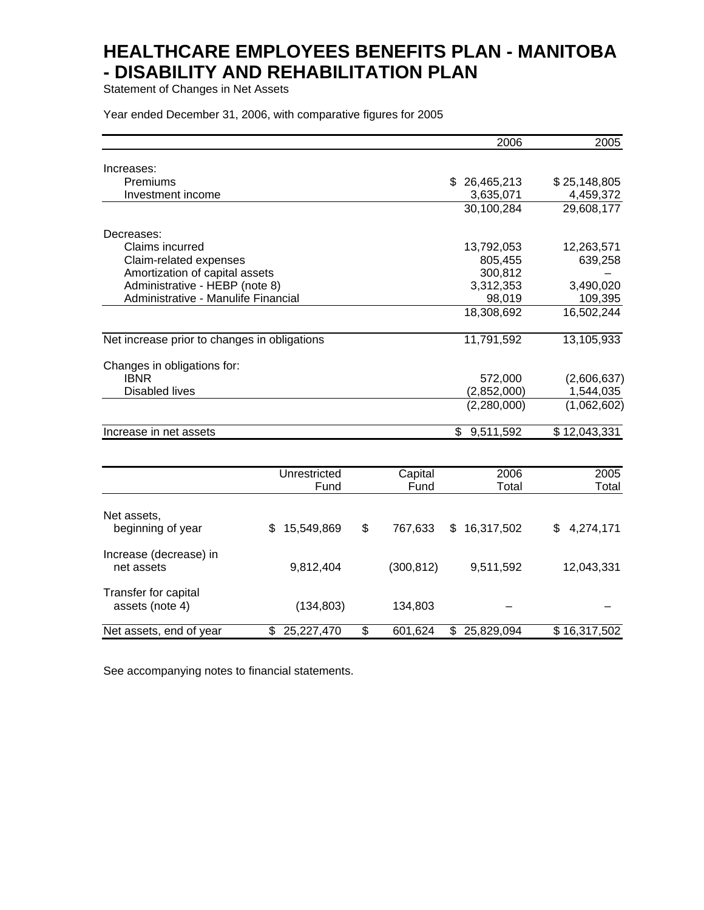# HEALTHCARE EMPLOYEES BENEFITS PLAN - MANITOBA - DISABILITY AND REHABILITATION PLAN

Statement of Changes in Net Assets

Year ended December 31, 2006, with comparative figures for 2005

| | 2006 | 2005 |
|---|---|---|
| Increases: | | |
| Premiums | $ 26,465,213 | $ 25,148,805 |
| Investment income | 3,635,071 | 4,459,372 |
| | 30,100,284 | 29,608,177 |
| Decreases: | | |
| Claims incurred | 13,792,053 | 12,263,571 |
| Claim-related expenses | 805,455 | 639,258 |
| Amortization of capital assets | 300,812 | – |
| Administrative - HEBP (note 8) | 3,312,353 | 3,490,020 |
| Administrative - Manulife Financial | 98,019 | 109,395 |
| | 18,308,692 | 16,502,244 |
| Net increase prior to changes in obligations | 11,791,592 | 13,105,933 |
| Changes in obligations for: | | |
| IBNR | 572,000 | (2,606,637) |
| Disabled lives | (2,852,000) | 1,544,035 |
| | (2,280,000) | (1,062,602) |
| Increase in net assets | $ 9,511,592 | $ 12,043,331 |

| | Unrestricted Fund | Capital Fund | 2006 Total | 2005 Total |
|---|---|---|---|---|
| Net assets, beginning of year | $ 15,549,869 | $ 767,633 | $ 16,317,502 | $ 4,274,171 |
| Increase (decrease) in net assets | 9,812,404 | (300,812) | 9,511,592 | 12,043,331 |
| Transfer for capital assets (note 4) | (134,803) | 134,803 | – | – |
| Net assets, end of year | $ 25,227,470 | $ 601,624 | $ 25,829,094 | $ 16,317,502 |

See accompanying notes to financial statements.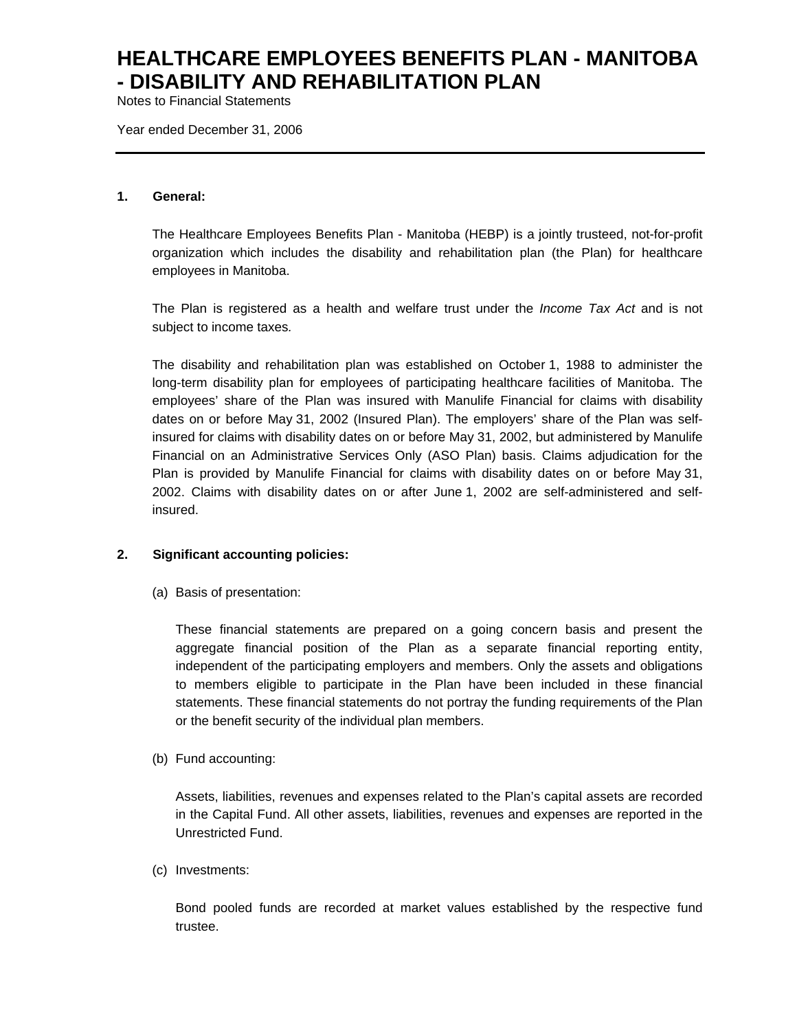# HEALTHCARE EMPLOYEES BENEFITS PLAN - MANITOBA - DISABILITY AND REHABILITATION PLAN

Notes to Financial Statements

Year ended December 31, 2006

---

**1. General:**

The Healthcare Employees Benefits Plan - Manitoba (HEBP) is a jointly trusteed, not-for-profit organization which includes the disability and rehabilitation plan (the Plan) for healthcare employees in Manitoba.

The Plan is registered as a health and welfare trust under the *Income Tax Act* and is not subject to income taxes.

The disability and rehabilitation plan was established on October 1, 1988 to administer the long-term disability plan for employees of participating healthcare facilities of Manitoba. The employees' share of the Plan was insured with Manulife Financial for claims with disability dates on or before May 31, 2002 (Insured Plan). The employers' share of the Plan was self-insured for claims with disability dates on or before May 31, 2002, but administered by Manulife Financial on an Administrative Services Only (ASO Plan) basis. Claims adjudication for the Plan is provided by Manulife Financial for claims with disability dates on or before May 31, 2002. Claims with disability dates on or after June 1, 2002 are self-administered and self-insured.

**2. Significant accounting policies:**

(a) Basis of presentation:

These financial statements are prepared on a going concern basis and present the aggregate financial position of the Plan as a separate financial reporting entity, independent of the participating employers and members. Only the assets and obligations to members eligible to participate in the Plan have been included in these financial statements. These financial statements do not portray the funding requirements of the Plan or the benefit security of the individual plan members.

(b) Fund accounting:

Assets, liabilities, revenues and expenses related to the Plan's capital assets are recorded in the Capital Fund. All other assets, liabilities, revenues and expenses are reported in the Unrestricted Fund.

(c) Investments:

Bond pooled funds are recorded at market values established by the respective fund trustee.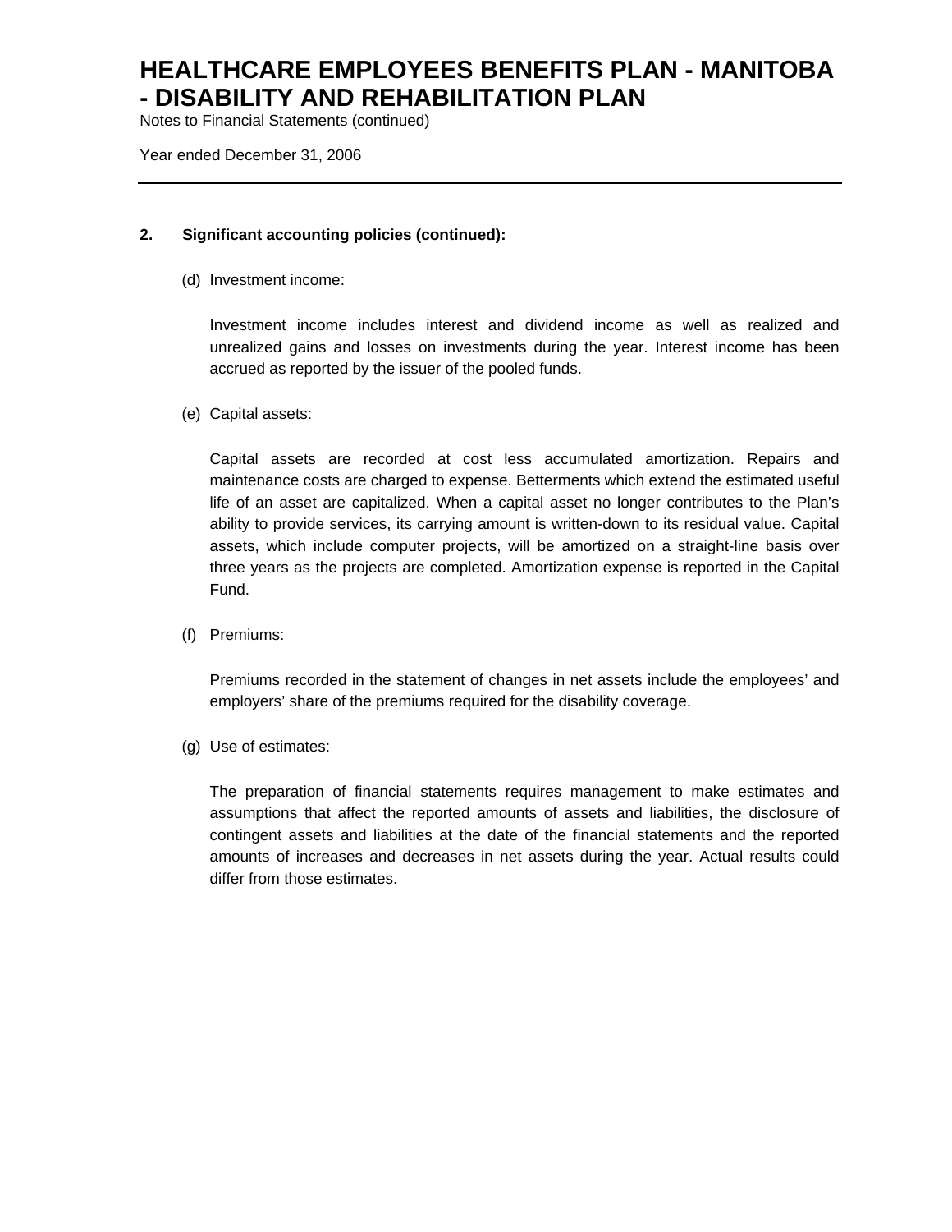## 2. Significant accounting policies (continued):

(d) Investment income:

Investment income includes interest and dividend income as well as realized and unrealized gains and losses on investments during the year. Interest income has been accrued as reported by the issuer of the pooled funds.

(e) Capital assets:

Capital assets are recorded at cost less accumulated amortization. Repairs and maintenance costs are charged to expense. Betterments which extend the estimated useful life of an asset are capitalized. When a capital asset no longer contributes to the Plan's ability to provide services, its carrying amount is written-down to its residual value. Capital assets, which include computer projects, will be amortized on a straight-line basis over three years as the projects are completed. Amortization expense is reported in the Capital Fund.

(f) Premiums:

Premiums recorded in the statement of changes in net assets include the employees' and employers' share of the premiums required for the disability coverage.

(g) Use of estimates:

The preparation of financial statements requires management to make estimates and assumptions that affect the reported amounts of assets and liabilities, the disclosure of contingent assets and liabilities at the date of the financial statements and the reported amounts of increases and decreases in net assets during the year. Actual results could differ from those estimates.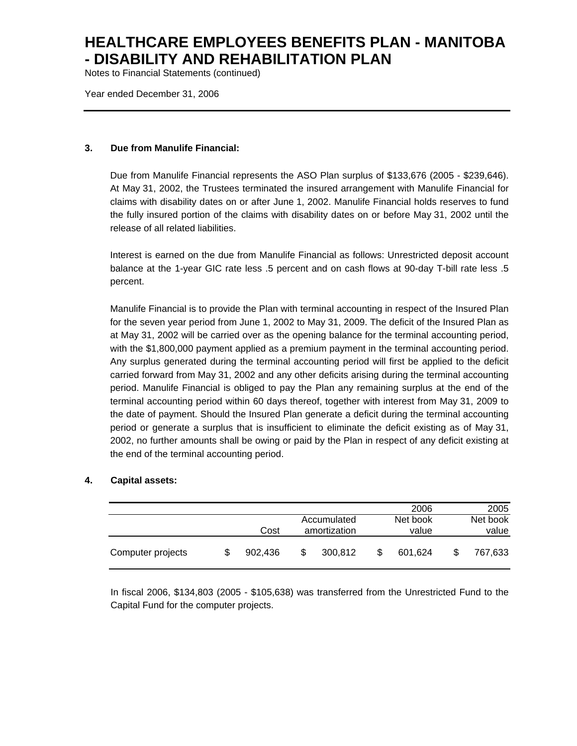# HEALTHCARE EMPLOYEES BENEFITS PLAN - MANITOBA - DISABILITY AND REHABILITATION PLAN

Notes to Financial Statements (continued)

Year ended December 31, 2006

### 3. Due from Manulife Financial:

Due from Manulife Financial represents the ASO Plan surplus of $133,676 (2005 - $239,646). At May 31, 2002, the Trustees terminated the insured arrangement with Manulife Financial for claims with disability dates on or after June 1, 2002. Manulife Financial holds reserves to fund the fully insured portion of the claims with disability dates on or before May 31, 2002 until the release of all related liabilities.

Interest is earned on the due from Manulife Financial as follows: Unrestricted deposit account balance at the 1-year GIC rate less .5 percent and on cash flows at 90-day T-bill rate less .5 percent.

Manulife Financial is to provide the Plan with terminal accounting in respect of the Insured Plan for the seven year period from June 1, 2002 to May 31, 2009. The deficit of the Insured Plan as at May 31, 2002 will be carried over as the opening balance for the terminal accounting period, with the $1,800,000 payment applied as a premium payment in the terminal accounting period. Any surplus generated during the terminal accounting period will first be applied to the deficit carried forward from May 31, 2002 and any other deficits arising during the terminal accounting period. Manulife Financial is obliged to pay the Plan any remaining surplus at the end of the terminal accounting period within 60 days thereof, together with interest from May 31, 2009 to the date of payment. Should the Insured Plan generate a deficit during the terminal accounting period or generate a surplus that is insufficient to eliminate the deficit existing as of May 31, 2002, no further amounts shall be owing or paid by the Plan in respect of any deficit existing at the end of the terminal accounting period.

### 4. Capital assets:

| | Cost | Accumulated amortization | 2006 Net book value | 2005 Net book value |
|---|---|---|---|---|
| Computer projects | $ 902,436 | $ 300,812 | $ 601,624 | $ 767,633 |

In fiscal 2006, $134,803 (2005 - $105,638) was transferred from the Unrestricted Fund to the Capital Fund for the computer projects.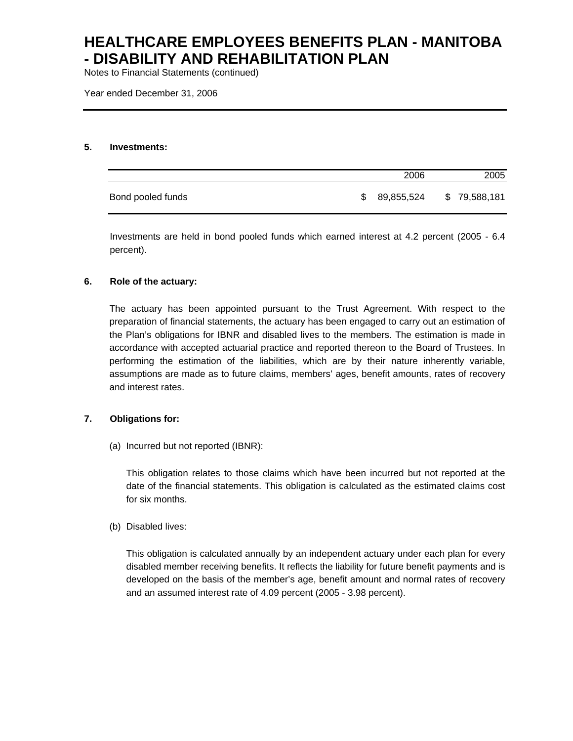# HEALTHCARE EMPLOYEES BENEFITS PLAN - MANITOBA - DISABILITY AND REHABILITATION PLAN

Notes to Financial Statements (continued)

Year ended December 31, 2006

**5. Investments:**

| | 2006 | 2005 |
|---|---|---|
| Bond pooled funds | $ 89,855,524 | $ 79,588,181 |

Investments are held in bond pooled funds which earned interest at 4.2 percent (2005 - 6.4 percent).

**6. Role of the actuary:**

The actuary has been appointed pursuant to the Trust Agreement. With respect to the preparation of financial statements, the actuary has been engaged to carry out an estimation of the Plan's obligations for IBNR and disabled lives to the members. The estimation is made in accordance with accepted actuarial practice and reported thereon to the Board of Trustees. In performing the estimation of the liabilities, which are by their nature inherently variable, assumptions are made as to future claims, members' ages, benefit amounts, rates of recovery and interest rates.

**7. Obligations for:**

(a) Incurred but not reported (IBNR):

This obligation relates to those claims which have been incurred but not reported at the date of the financial statements. This obligation is calculated as the estimated claims cost for six months.

(b) Disabled lives:

This obligation is calculated annually by an independent actuary under each plan for every disabled member receiving benefits. It reflects the liability for future benefit payments and is developed on the basis of the member's age, benefit amount and normal rates of recovery and an assumed interest rate of 4.09 percent (2005 - 3.98 percent).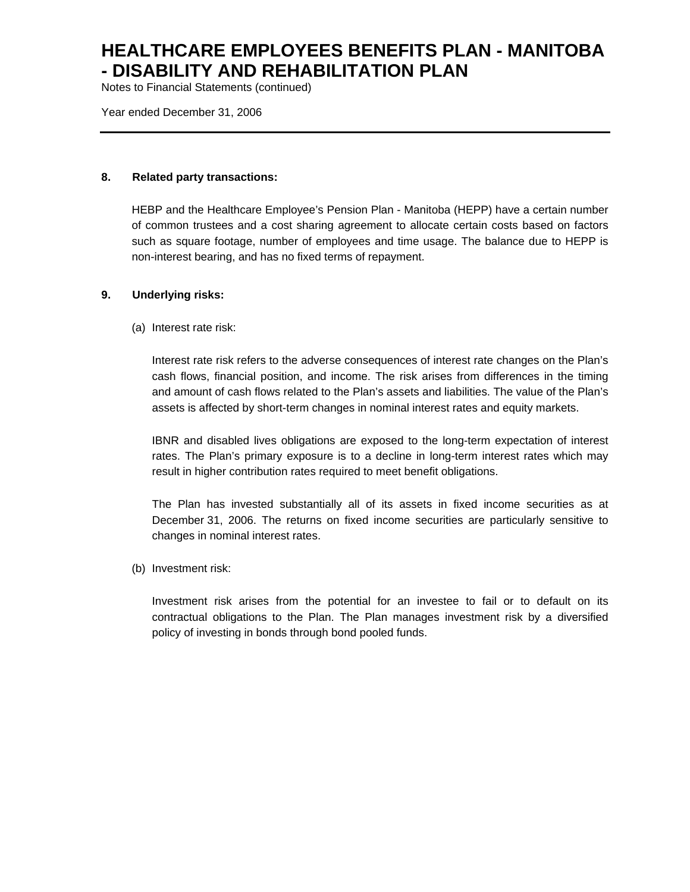# HEALTHCARE EMPLOYEES BENEFITS PLAN - MANITOBA - DISABILITY AND REHABILITATION PLAN

Notes to Financial Statements (continued)

Year ended December 31, 2006

---

## 8. Related party transactions:

HEBP and the Healthcare Employee's Pension Plan - Manitoba (HEPP) have a certain number of common trustees and a cost sharing agreement to allocate certain costs based on factors such as square footage, number of employees and time usage. The balance due to HEPP is non-interest bearing, and has no fixed terms of repayment.

## 9. Underlying risks:

(a) Interest rate risk:

Interest rate risk refers to the adverse consequences of interest rate changes on the Plan's cash flows, financial position, and income. The risk arises from differences in the timing and amount of cash flows related to the Plan's assets and liabilities. The value of the Plan's assets is affected by short-term changes in nominal interest rates and equity markets.

IBNR and disabled lives obligations are exposed to the long-term expectation of interest rates. The Plan's primary exposure is to a decline in long-term interest rates which may result in higher contribution rates required to meet benefit obligations.

The Plan has invested substantially all of its assets in fixed income securities as at December 31, 2006. The returns on fixed income securities are particularly sensitive to changes in nominal interest rates.

(b) Investment risk:

Investment risk arises from the potential for an investee to fail or to default on its contractual obligations to the Plan. The Plan manages investment risk by a diversified policy of investing in bonds through bond pooled funds.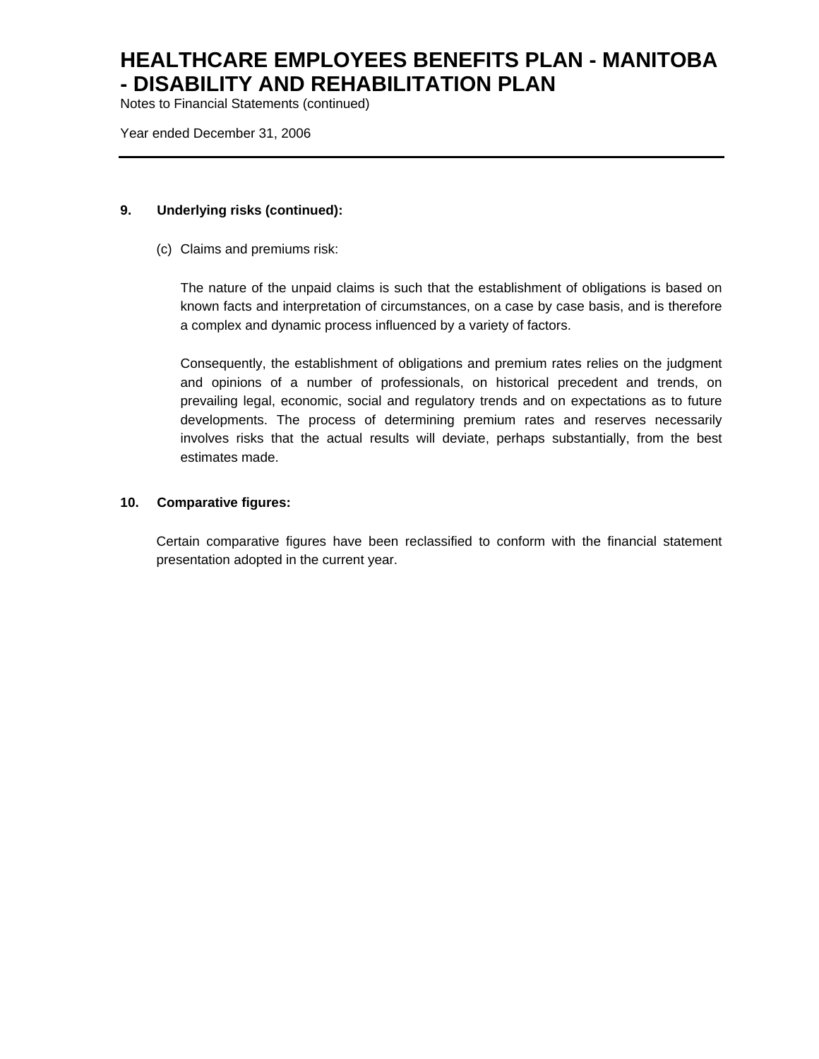### 9. Underlying risks (continued):

(c) Claims and premiums risk:

The nature of the unpaid claims is such that the establishment of obligations is based on known facts and interpretation of circumstances, on a case by case basis, and is therefore a complex and dynamic process influenced by a variety of factors.

Consequently, the establishment of obligations and premium rates relies on the judgment and opinions of a number of professionals, on historical precedent and trends, on prevailing legal, economic, social and regulatory trends and on expectations as to future developments. The process of determining premium rates and reserves necessarily involves risks that the actual results will deviate, perhaps substantially, from the best estimates made.

### 10. Comparative figures:

Certain comparative figures have been reclassified to conform with the financial statement presentation adopted in the current year.